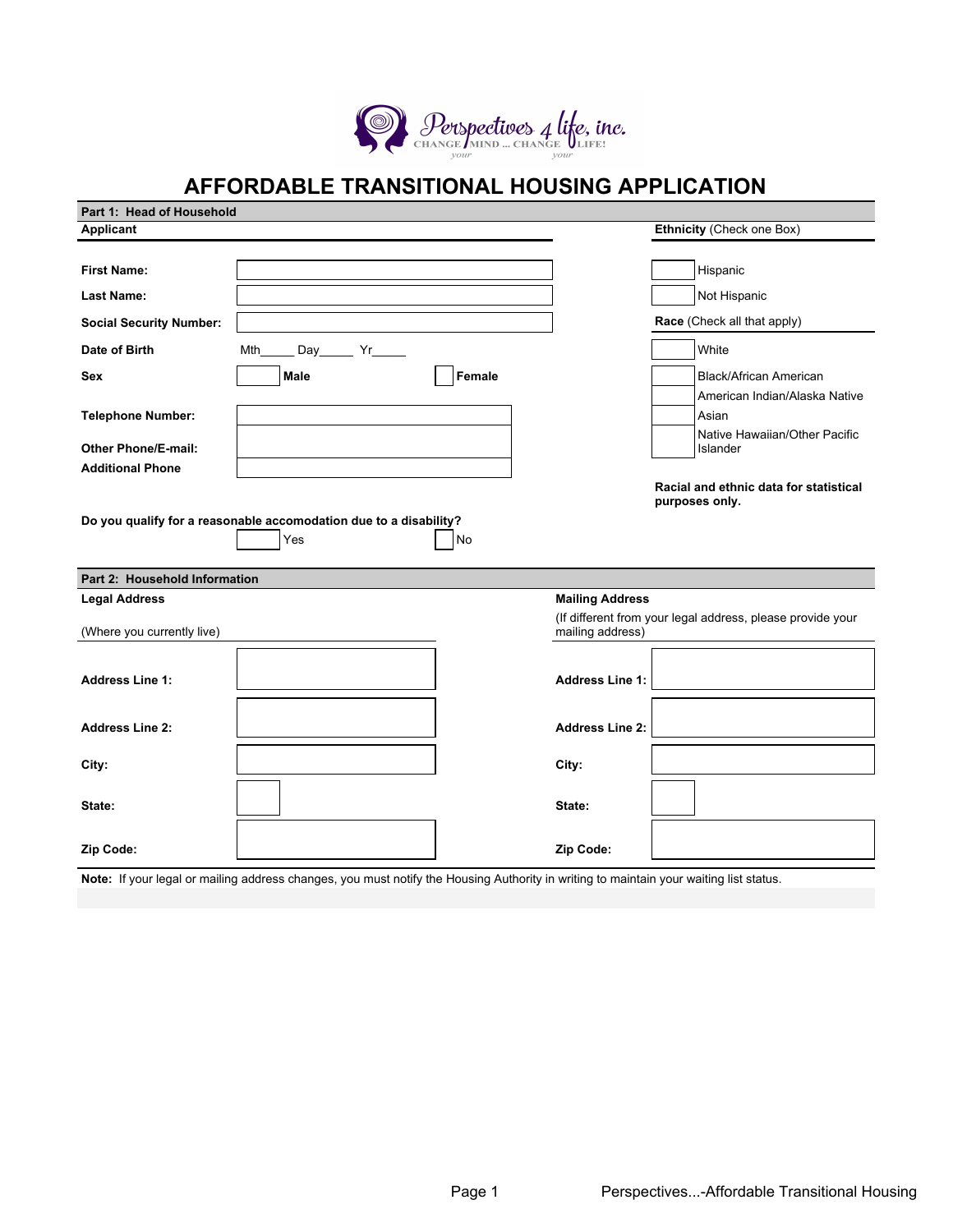Perspectives 4 life, inc.
CHANGE your MIND ... CHANGE your LIFE!

# AFFORDABLE TRANSITIONAL HOUSING APPLICATION

## Part 1: Head of Household

**Applicant**

**First Name:** \_\_\_\_\_\_\_\_\_\_\_\_\_\_\_\_\_\_\_\_

**Last Name:** \_\_\_\_\_\_\_\_\_\_\_\_\_\_\_\_\_\_\_\_

**Social Security Number:** \_\_\_\_\_\_\_\_\_\_\_\_\_\_\_\_\_\_\_\_

**Date of Birth** Mth\_\_\_\_\_ Day\_\_\_\_\_ Yr\_\_\_\_\_

**Sex** ☐ **Male** ☐ **Female**

**Telephone Number:** \_\_\_\_\_\_\_\_\_\_\_\_\_\_\_\_\_\_\_\_

**Other Phone/E-mail:** \_\_\_\_\_\_\_\_\_\_\_\_\_\_\_\_\_\_\_\_

**Additional Phone** \_\_\_\_\_\_\_\_\_\_\_\_\_\_\_\_\_\_\_\_

**Ethnicity** (Check one Box)

☐ Hispanic
☐ Not Hispanic

**Race** (Check all that apply)

☐ White
☐ Black/African American
☐ American Indian/Alaska Native
☐ Asian
☐ Native Hawaiian/Other Pacific Islander

**Racial and ethnic data for statistical purposes only.**

**Do you qualify for a reasonable accomodation due to a disability?**

☐ Yes ☐ No

## Part 2: Household Information

| **Legal Address** (Where you currently live) | | **Mailing Address** (If different from your legal address, please provide your mailing address) | |
|---|---|---|---|
| **Address Line 1:** | | **Address Line 1:** | |
| **Address Line 2:** | | **Address Line 2:** | |
| **City:** | | **City:** | |
| **State:** | | **State:** | |
| **Zip Code:** | | **Zip Code:** | |

**Note:** If your legal or mailing address changes, you must notify the Housing Authority in writing to maintain your waiting list status.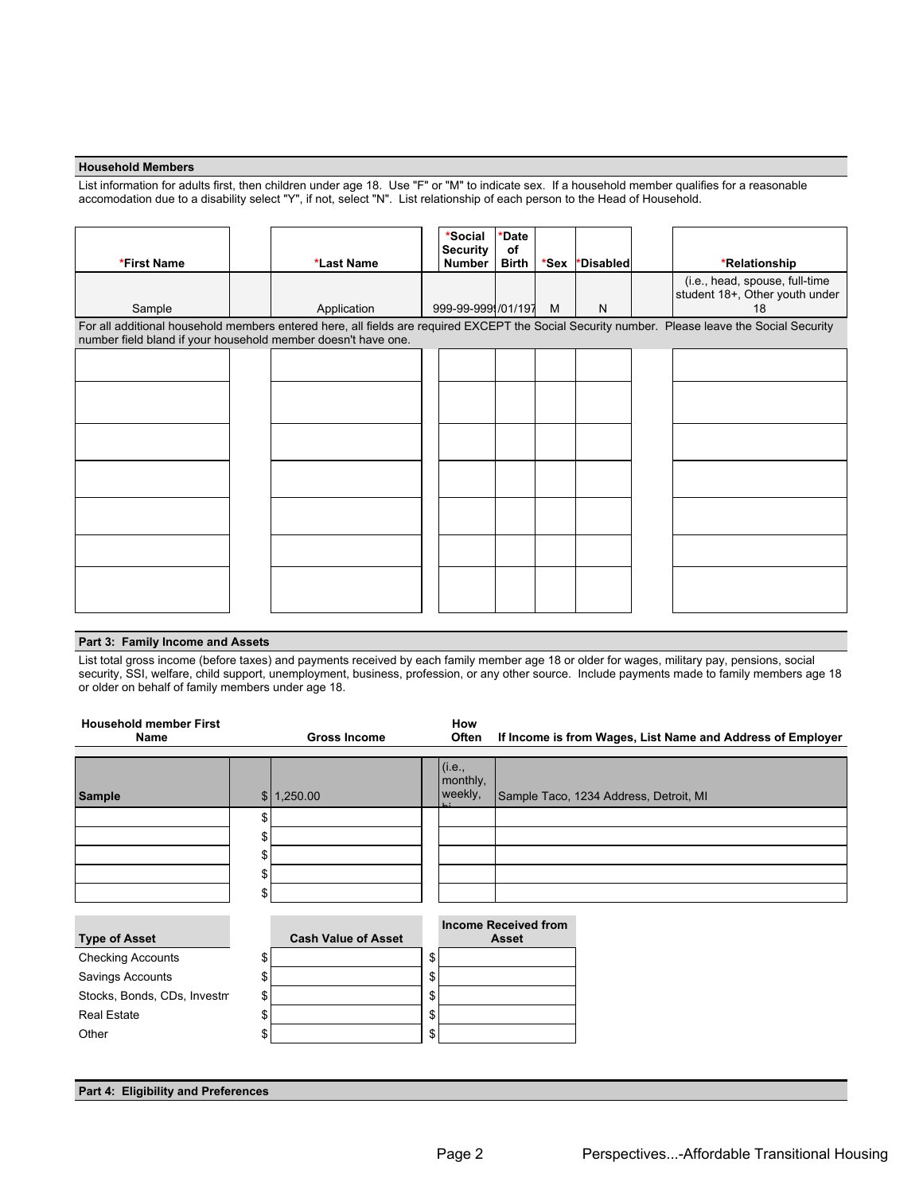## Household Members

List information for adults first, then children under age 18. Use "F" or "M" to indicate sex. If a household member qualifies for a reasonable accomodation due to a disability select "Y", if not, select "N". List relationship of each person to the Head of Household.

| *First Name | *Last Name | *Social Security Number | *Date of Birth | *Sex | *Disabled | *Relationship |
|---|---|---|---|---|---|---|
| Sample | Application | 999-99-999 | /01/197 | M | N | (i.e., head, spouse, full-time student 18+, Other youth under 18 |

For all additional household members entered here, all fields are required EXCEPT the Social Security number. Please leave the Social Security number field bland if your household member doesn't have one.

| *First Name | *Last Name | *Social Security Number | *Date of Birth | *Sex | *Disabled | *Relationship |
|---|---|---|---|---|---|---|
| | | | | | | |
| | | | | | | |
| | | | | | | |
| | | | | | | |
| | | | | | | |
| | | | | | | |
| | | | | | | |

## Part 3: Family Income and Assets

List total gross income (before taxes) and payments received by each family member age 18 or older for wages, military pay, pensions, social security, SSI, welfare, child support, unemployment, business, profession, or any other source. Include payments made to family members age 18 or older on behalf of family members under age 18.

| Household member First Name | Gross Income | How Often | If Income is from Wages, List Name and Address of Employer |
|---|---|---|---|
| **Sample** | $ 1,250.00 | (i.e., monthly, weekly, bi | Sample Taco, 1234 Address, Detroit, MI |
| | $ | | |
| | $ | | |
| | $ | | |
| | $ | | |
| | $ | | |

| Type of Asset | Cash Value of Asset | Income Received from Asset |
|---|---|---|
| Checking Accounts | $ | $ |
| Savings Accounts | $ | $ |
| Stocks, Bonds, CDs, Investm | $ | $ |
| Real Estate | $ | $ |
| Other | $ | $ |

## Part 4: Eligibility and Preferences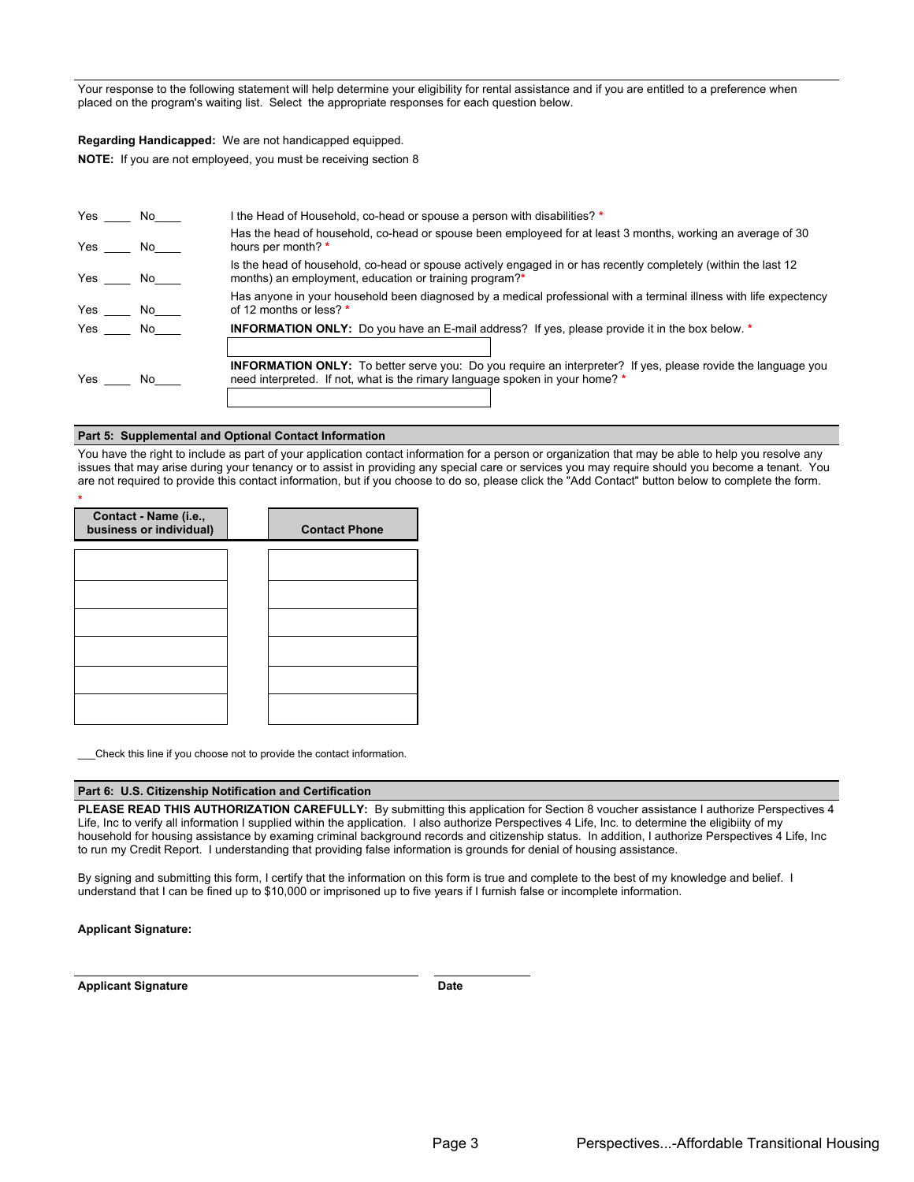Your response to the following statement will help determine your eligibility for rental assistance and if you are entitled to a preference when placed on the program's waiting list. Select the appropriate responses for each question below.

**Regarding Handicapped:** We are not handicapped equipped.

**NOTE:** If you are not employeed, you must be receiving section 8

| | |
|---|---|
| Yes ____ No____ | I the Head of Household, co-head or spouse a person with disabilities? * |
| Yes ____ No____ | Has the head of household, co-head or spouse been employeed for at least 3 months, working an average of 30 hours per month? * |
| Yes ____ No____ | Is the head of household, co-head or spouse actively engaged in or has recently completely (within the last 12 months) an employment, education or training program?* |
| Yes ____ No____ | Has anyone in your household been diagnosed by a medical professional with a terminal illness with life expectency of 12 months or less? * |
| Yes ____ No____ | **INFORMATION ONLY:** Do you have an E-mail address? If yes, please provide it in the box below. * |
| Yes ____ No____ | **INFORMATION ONLY:** To better serve you: Do you require an interpreter? If yes, please rovide the language you need interpreted. If not, what is the rimary language spoken in your home? * |

## Part 5: Supplemental and Optional Contact Information

You have the right to include as part of your application contact information for a person or organization that may be able to help you resolve any issues that may arise during your tenancy or to assist in providing any special care or services you may require should you become a tenant. You are not required to provide this contact information, but if you choose to do so, please click the "Add Contact" button below to complete the form.

*

| Contact - Name (i.e., business or individual) | Contact Phone |
|---|---|
| | |
| | |
| | |
| | |
| | |
| | |

___Check this line if you choose not to provide the contact information.

## Part 6: U.S. Citizenship Notification and Certification

**PLEASE READ THIS AUTHORIZATION CAREFULLY:** By submitting this application for Section 8 voucher assistance I authorize Perspectives 4 Life, Inc to verify all information I supplied within the application. I also authorize Perspectives 4 Life, Inc. to determine the eligibiity of my household for housing assistance by examing criminal background records and citizenship status. In addition, I authorize Perspectives 4 Life, Inc to run my Credit Report. I understanding that providing false information is grounds for denial of housing assistance.

By signing and submitting this form, I certify that the information on this form is true and complete to the best of my knowledge and belief. I understand that I can be fined up to $10,000 or imprisoned up to five years if I furnish false or incomplete information.

**Applicant Signature:**

**Applicant Signature** ______________________ **Date** __________